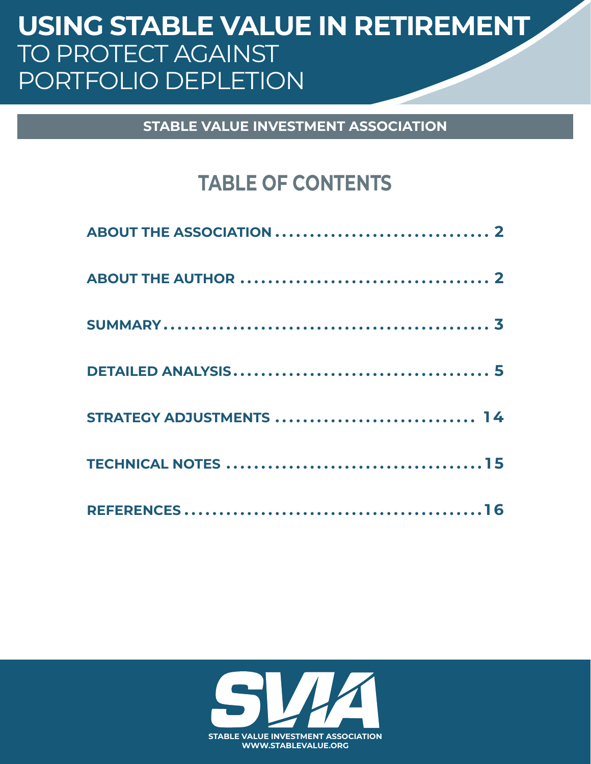# USING STABLE VALUE IN RETIREMENT TO PROTECT AGAINST PORTFOLIO DEPLETION

**STABLE VALUE INVESTMENT ASSOCIATION**

## TABLE OF CONTENTS

| | |
|---|---|
| **ABOUT THE ASSOCIATION** | **2** |
| **ABOUT THE AUTHOR** | **2** |
| **SUMMARY** | **3** |
| **DETAILED ANALYSIS** | **5** |
| **STRATEGY ADJUSTMENTS** | **14** |
| **TECHNICAL NOTES** | **15** |
| **REFERENCES** | **16** |

SVIA

STABLE VALUE INVESTMENT ASSOCIATION
WWW.STABLEVALUE.ORG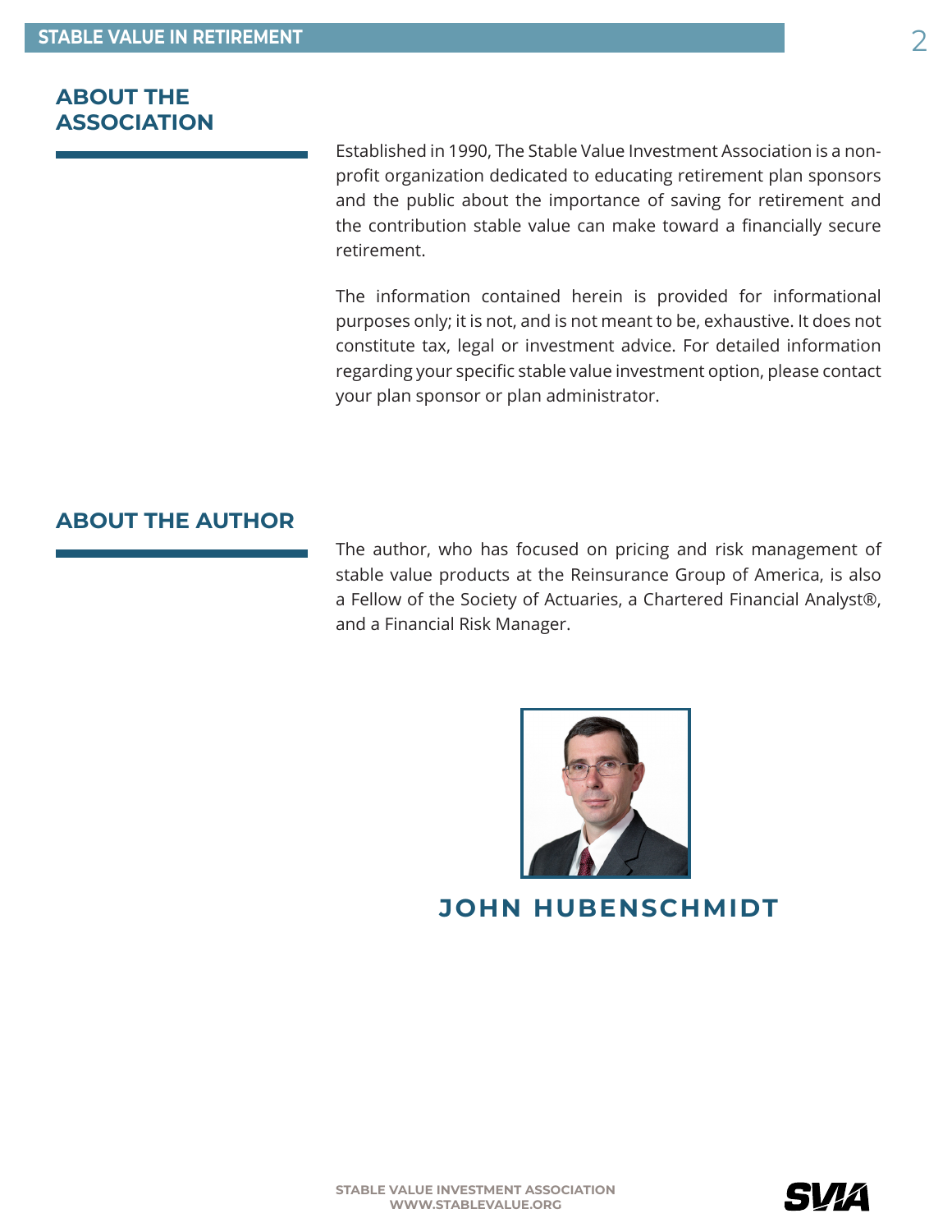## ABOUT THE ASSOCIATION

Established in 1990, The Stable Value Investment Association is a non-profit organization dedicated to educating retirement plan sponsors and the public about the importance of saving for retirement and the contribution stable value can make toward a financially secure retirement.

The information contained herein is provided for informational purposes only; it is not, and is not meant to be, exhaustive. It does not constitute tax, legal or investment advice. For detailed information regarding your specific stable value investment option, please contact your plan sponsor or plan administrator.

## ABOUT THE AUTHOR

The author, who has focused on pricing and risk management of stable value products at the Reinsurance Group of America, is also a Fellow of the Society of Actuaries, a Chartered Financial Analyst®, and a Financial Risk Manager.

**JOHN HUBENSCHMIDT**

STABLE VALUE INVESTMENT ASSOCIATION
WWW.STABLEVALUE.ORG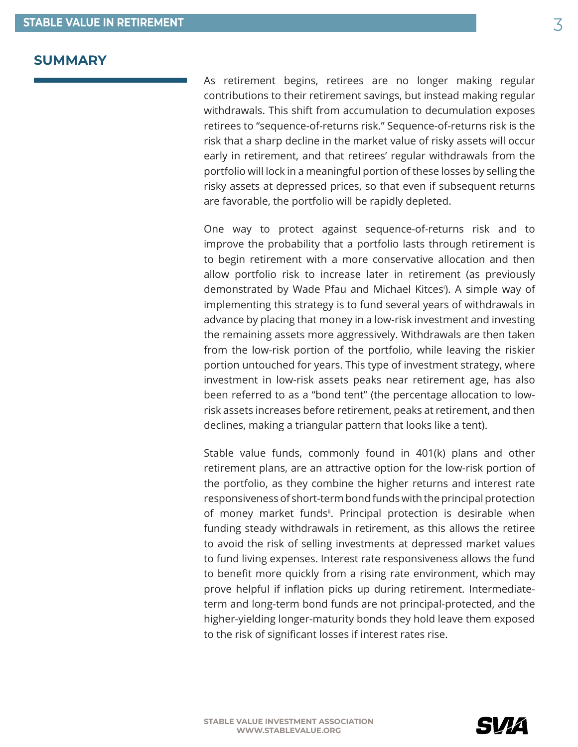## SUMMARY

As retirement begins, retirees are no longer making regular contributions to their retirement savings, but instead making regular withdrawals. This shift from accumulation to decumulation exposes retirees to "sequence-of-returns risk." Sequence-of-returns risk is the risk that a sharp decline in the market value of risky assets will occur early in retirement, and that retirees' regular withdrawals from the portfolio will lock in a meaningful portion of these losses by selling the risky assets at depressed prices, so that even if subsequent returns are favorable, the portfolio will be rapidly depleted.

One way to protect against sequence-of-returns risk and to improve the probability that a portfolio lasts through retirement is to begin retirement with a more conservative allocation and then allow portfolio risk to increase later in retirement (as previously demonstrated by Wade Pfau and Michael Kitces[i]). A simple way of implementing this strategy is to fund several years of withdrawals in advance by placing that money in a low-risk investment and investing the remaining assets more aggressively. Withdrawals are then taken from the low-risk portion of the portfolio, while leaving the riskier portion untouched for years. This type of investment strategy, where investment in low-risk assets peaks near retirement age, has also been referred to as a "bond tent" (the percentage allocation to low-risk assets increases before retirement, peaks at retirement, and then declines, making a triangular pattern that looks like a tent).

Stable value funds, commonly found in 401(k) plans and other retirement plans, are an attractive option for the low-risk portion of the portfolio, as they combine the higher returns and interest rate responsiveness of short-term bond funds with the principal protection of money market funds[ii]. Principal protection is desirable when funding steady withdrawals in retirement, as this allows the retiree to avoid the risk of selling investments at depressed market values to fund living expenses. Interest rate responsiveness allows the fund to benefit more quickly from a rising rate environment, which may prove helpful if inflation picks up during retirement. Intermediate-term and long-term bond funds are not principal-protected, and the higher-yielding longer-maturity bonds they hold leave them exposed to the risk of significant losses if interest rates rise.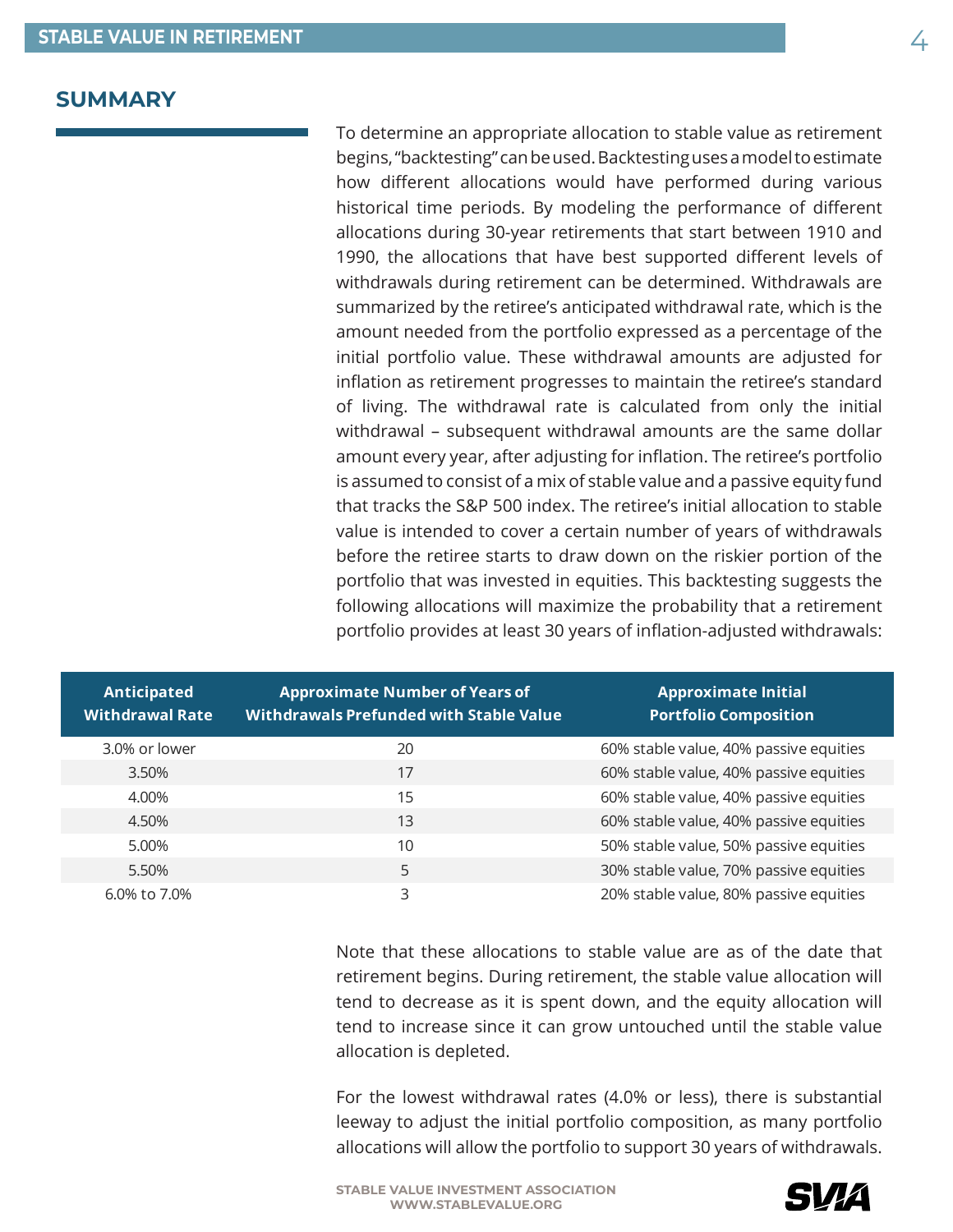## SUMMARY

To determine an appropriate allocation to stable value as retirement begins, "backtesting" can be used. Backtesting uses a model to estimate how different allocations would have performed during various historical time periods. By modeling the performance of different allocations during 30-year retirements that start between 1910 and 1990, the allocations that have best supported different levels of withdrawals during retirement can be determined. Withdrawals are summarized by the retiree's anticipated withdrawal rate, which is the amount needed from the portfolio expressed as a percentage of the initial portfolio value. These withdrawal amounts are adjusted for inflation as retirement progresses to maintain the retiree's standard of living. The withdrawal rate is calculated from only the initial withdrawal – subsequent withdrawal amounts are the same dollar amount every year, after adjusting for inflation. The retiree's portfolio is assumed to consist of a mix of stable value and a passive equity fund that tracks the S&P 500 index. The retiree's initial allocation to stable value is intended to cover a certain number of years of withdrawals before the retiree starts to draw down on the riskier portion of the portfolio that was invested in equities. This backtesting suggests the following allocations will maximize the probability that a retirement portfolio provides at least 30 years of inflation-adjusted withdrawals:

| Anticipated Withdrawal Rate | Approximate Number of Years of Withdrawals Prefunded with Stable Value | Approximate Initial Portfolio Composition |
|---|---|---|
| 3.0% or lower | 20 | 60% stable value, 40% passive equities |
| 3.50% | 17 | 60% stable value, 40% passive equities |
| 4.00% | 15 | 60% stable value, 40% passive equities |
| 4.50% | 13 | 60% stable value, 40% passive equities |
| 5.00% | 10 | 50% stable value, 50% passive equities |
| 5.50% | 5 | 30% stable value, 70% passive equities |
| 6.0% to 7.0% | 3 | 20% stable value, 80% passive equities |

Note that these allocations to stable value are as of the date that retirement begins. During retirement, the stable value allocation will tend to decrease as it is spent down, and the equity allocation will tend to increase since it can grow untouched until the stable value allocation is depleted.

For the lowest withdrawal rates (4.0% or less), there is substantial leeway to adjust the initial portfolio composition, as many portfolio allocations will allow the portfolio to support 30 years of withdrawals.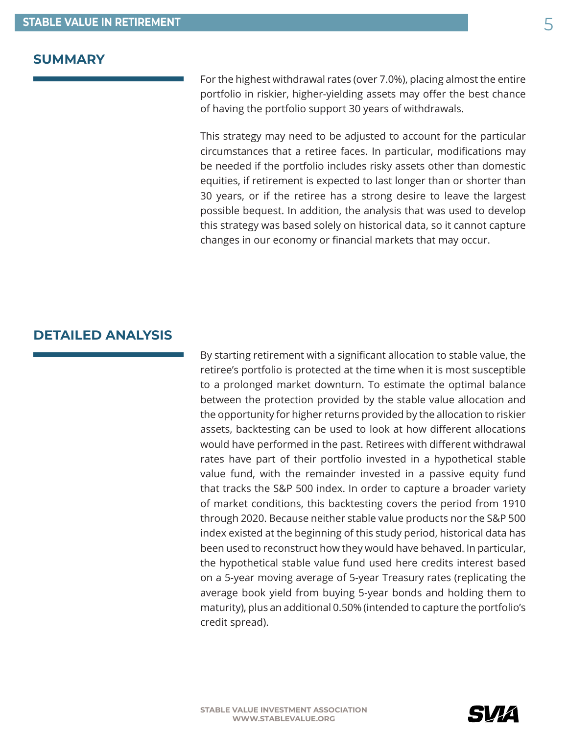## SUMMARY

For the highest withdrawal rates (over 7.0%), placing almost the entire portfolio in riskier, higher-yielding assets may offer the best chance of having the portfolio support 30 years of withdrawals.

This strategy may need to be adjusted to account for the particular circumstances that a retiree faces. In particular, modifications may be needed if the portfolio includes risky assets other than domestic equities, if retirement is expected to last longer than or shorter than 30 years, or if the retiree has a strong desire to leave the largest possible bequest. In addition, the analysis that was used to develop this strategy was based solely on historical data, so it cannot capture changes in our economy or financial markets that may occur.

## DETAILED ANALYSIS

By starting retirement with a significant allocation to stable value, the retiree's portfolio is protected at the time when it is most susceptible to a prolonged market downturn. To estimate the optimal balance between the protection provided by the stable value allocation and the opportunity for higher returns provided by the allocation to riskier assets, backtesting can be used to look at how different allocations would have performed in the past. Retirees with different withdrawal rates have part of their portfolio invested in a hypothetical stable value fund, with the remainder invested in a passive equity fund that tracks the S&P 500 index. In order to capture a broader variety of market conditions, this backtesting covers the period from 1910 through 2020. Because neither stable value products nor the S&P 500 index existed at the beginning of this study period, historical data has been used to reconstruct how they would have behaved. In particular, the hypothetical stable value fund used here credits interest based on a 5-year moving average of 5-year Treasury rates (replicating the average book yield from buying 5-year bonds and holding them to maturity), plus an additional 0.50% (intended to capture the portfolio's credit spread).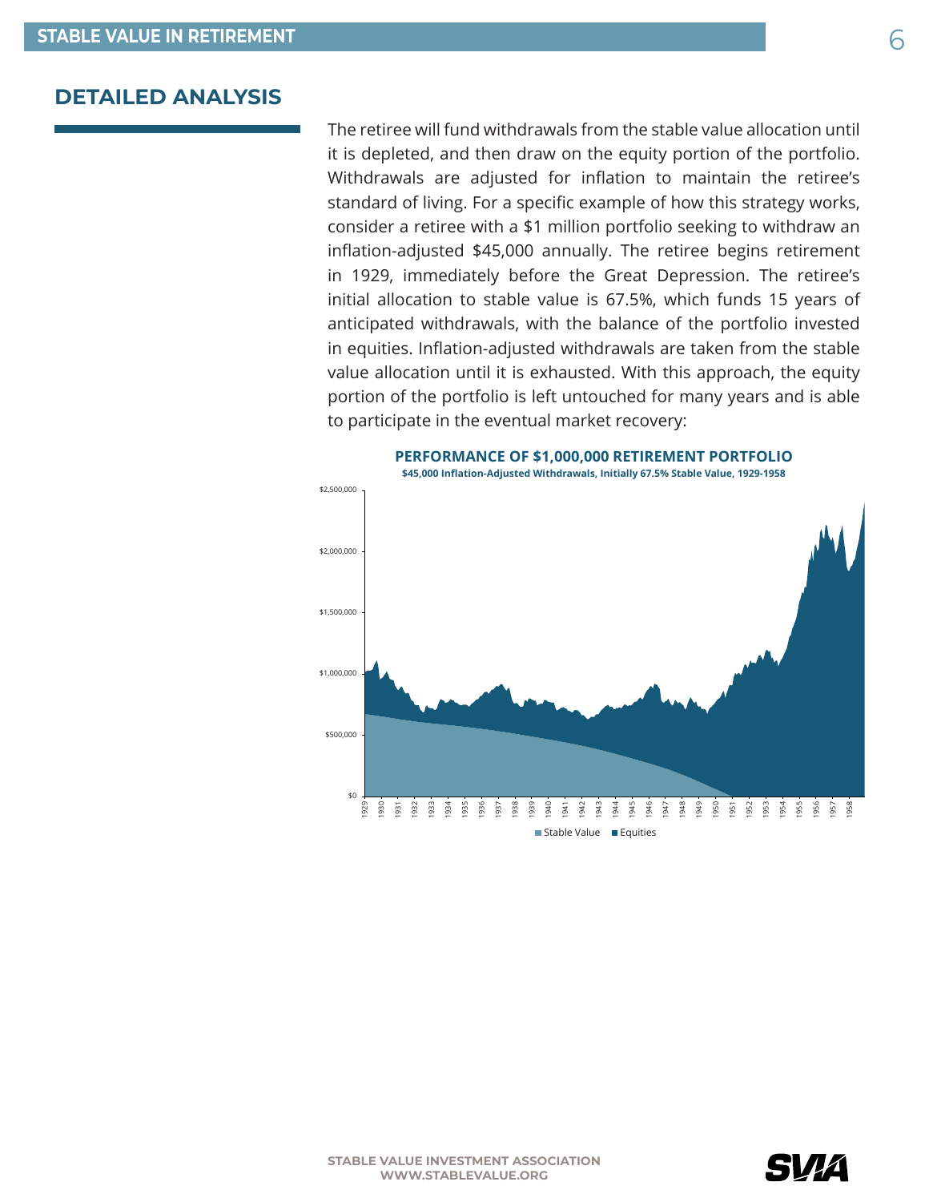## DETAILED ANALYSIS

The retiree will fund withdrawals from the stable value allocation until it is depleted, and then draw on the equity portion of the portfolio. Withdrawals are adjusted for inflation to maintain the retiree's standard of living. For a specific example of how this strategy works, consider a retiree with a $1 million portfolio seeking to withdraw an inflation-adjusted $45,000 annually. The retiree begins retirement in 1929, immediately before the Great Depression. The retiree's initial allocation to stable value is 67.5%, which funds 15 years of anticipated withdrawals, with the balance of the portfolio invested in equities. Inflation-adjusted withdrawals are taken from the stable value allocation until it is exhausted. With this approach, the equity portion of the portfolio is left untouched for many years and is able to participate in the eventual market recovery:

**PERFORMANCE OF $1,000,000 RETIREMENT PORTFOLIO**

**$45,000 Inflation-Adjusted Withdrawals, Initially 67.5% Stable Value, 1929-1958**

Stable Value ■ Equities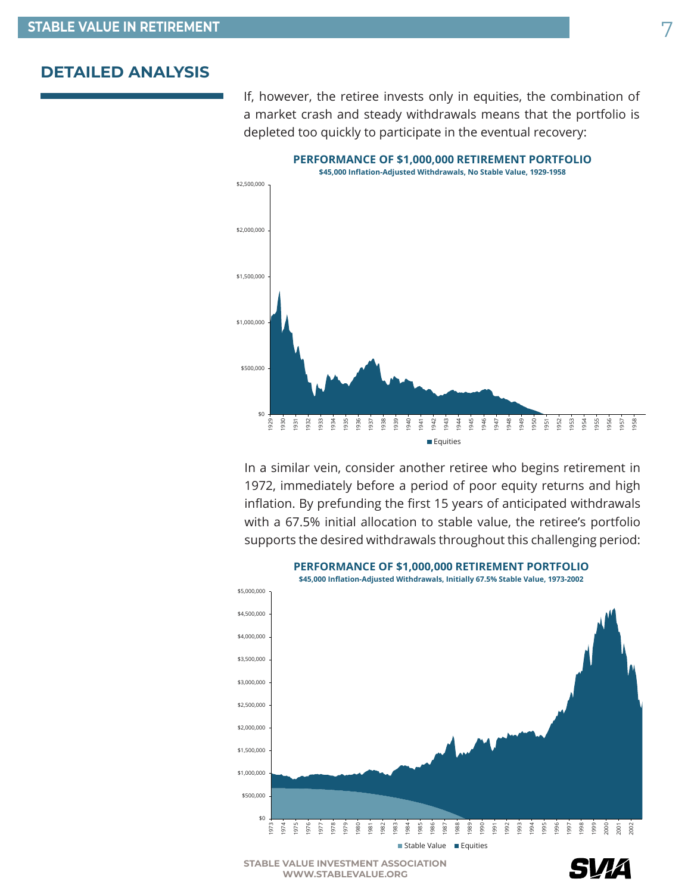## DETAILED ANALYSIS

If, however, the retiree invests only in equities, the combination of a market crash and steady withdrawals means that the portfolio is depleted too quickly to participate in the eventual recovery:

**PERFORMANCE OF $1,000,000 RETIREMENT PORTFOLIO**

**$45,000 Inflation-Adjusted Withdrawals, No Stable Value, 1929-1958**

In a similar vein, consider another retiree who begins retirement in 1972, immediately before a period of poor equity returns and high inflation. By prefunding the first 15 years of anticipated withdrawals with a 67.5% initial allocation to stable value, the retiree's portfolio supports the desired withdrawals throughout this challenging period:

**PERFORMANCE OF $1,000,000 RETIREMENT PORTFOLIO**

**$45,000 Inflation-Adjusted Withdrawals, Initially 67.5% Stable Value, 1973-2002**

STABLE VALUE INVESTMENT ASSOCIATION
WWW.STABLEVALUE.ORG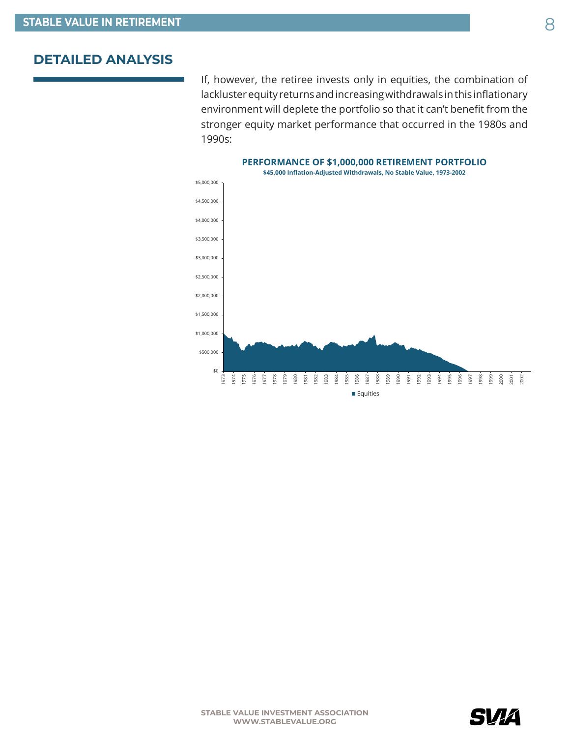## DETAILED ANALYSIS

If, however, the retiree invests only in equities, the combination of lackluster equity returns and increasing withdrawals in this inflationary environment will deplete the portfolio so that it can't benefit from the stronger equity market performance that occurred in the 1980s and 1990s:

**PERFORMANCE OF $1,000,000 RETIREMENT PORTFOLIO**

**$45,000 Inflation-Adjusted Withdrawals, No Stable Value, 1973-2002**

■ Equities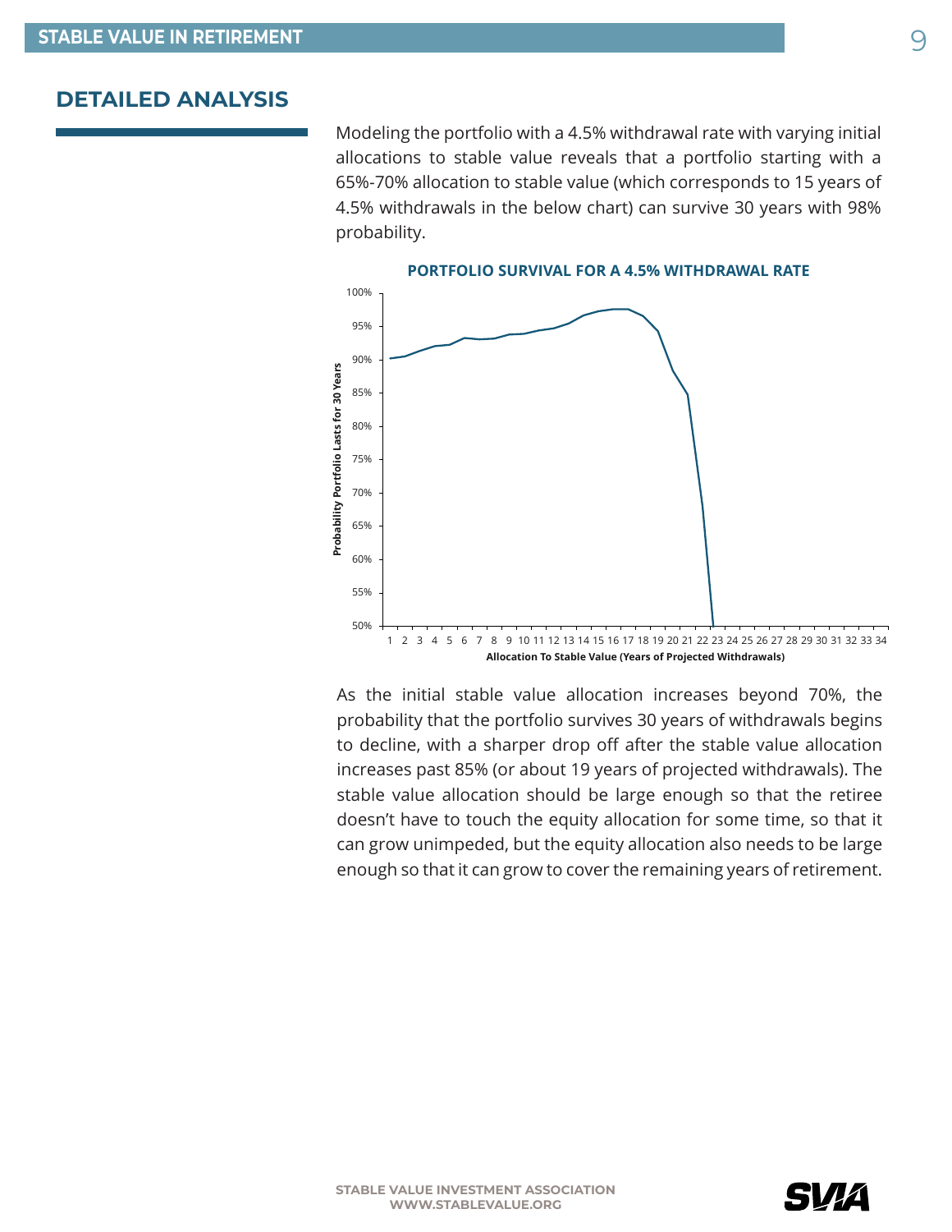## DETAILED ANALYSIS

Modeling the portfolio with a 4.5% withdrawal rate with varying initial allocations to stable value reveals that a portfolio starting with a 65%-70% allocation to stable value (which corresponds to 15 years of 4.5% withdrawals in the below chart) can survive 30 years with 98% probability.

**PORTFOLIO SURVIVAL FOR A 4.5% WITHDRAWAL RATE**

As the initial stable value allocation increases beyond 70%, the probability that the portfolio survives 30 years of withdrawals begins to decline, with a sharper drop off after the stable value allocation increases past 85% (or about 19 years of projected withdrawals). The stable value allocation should be large enough so that the retiree doesn't have to touch the equity allocation for some time, so that it can grow unimpeded, but the equity allocation also needs to be large enough so that it can grow to cover the remaining years of retirement.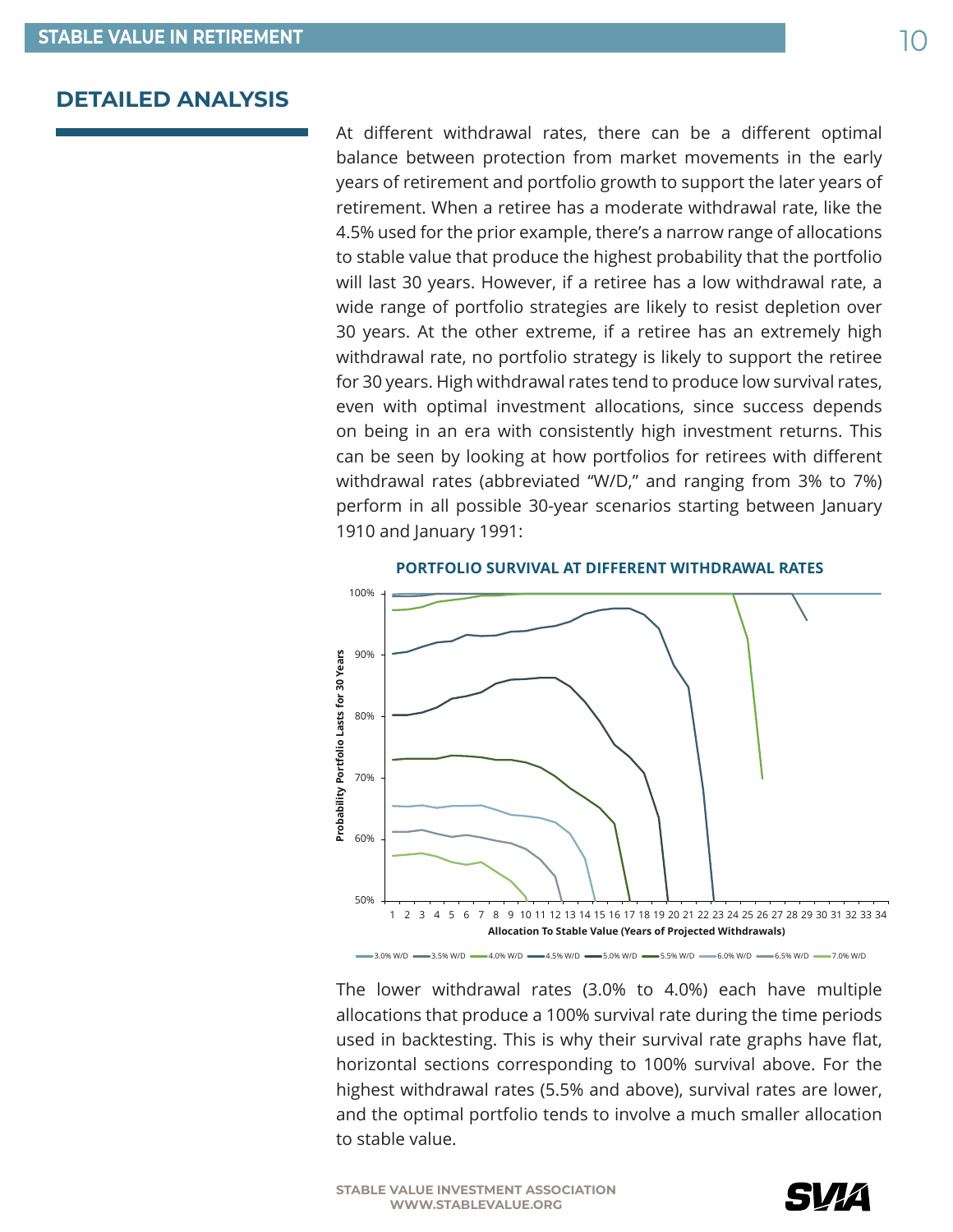## DETAILED ANALYSIS

At different withdrawal rates, there can be a different optimal balance between protection from market movements in the early years of retirement and portfolio growth to support the later years of retirement. When a retiree has a moderate withdrawal rate, like the 4.5% used for the prior example, there's a narrow range of allocations to stable value that produce the highest probability that the portfolio will last 30 years. However, if a retiree has a low withdrawal rate, a wide range of portfolio strategies are likely to resist depletion over 30 years. At the other extreme, if a retiree has an extremely high withdrawal rate, no portfolio strategy is likely to support the retiree for 30 years. High withdrawal rates tend to produce low survival rates, even with optimal investment allocations, since success depends on being in an era with consistently high investment returns. This can be seen by looking at how portfolios for retirees with different withdrawal rates (abbreviated "W/D," and ranging from 3% to 7%) perform in all possible 30-year scenarios starting between January 1910 and January 1991:

**PORTFOLIO SURVIVAL AT DIFFERENT WITHDRAWAL RATES**

The lower withdrawal rates (3.0% to 4.0%) each have multiple allocations that produce a 100% survival rate during the time periods used in backtesting. This is why their survival rate graphs have flat, horizontal sections corresponding to 100% survival above. For the highest withdrawal rates (5.5% and above), survival rates are lower, and the optimal portfolio tends to involve a much smaller allocation to stable value.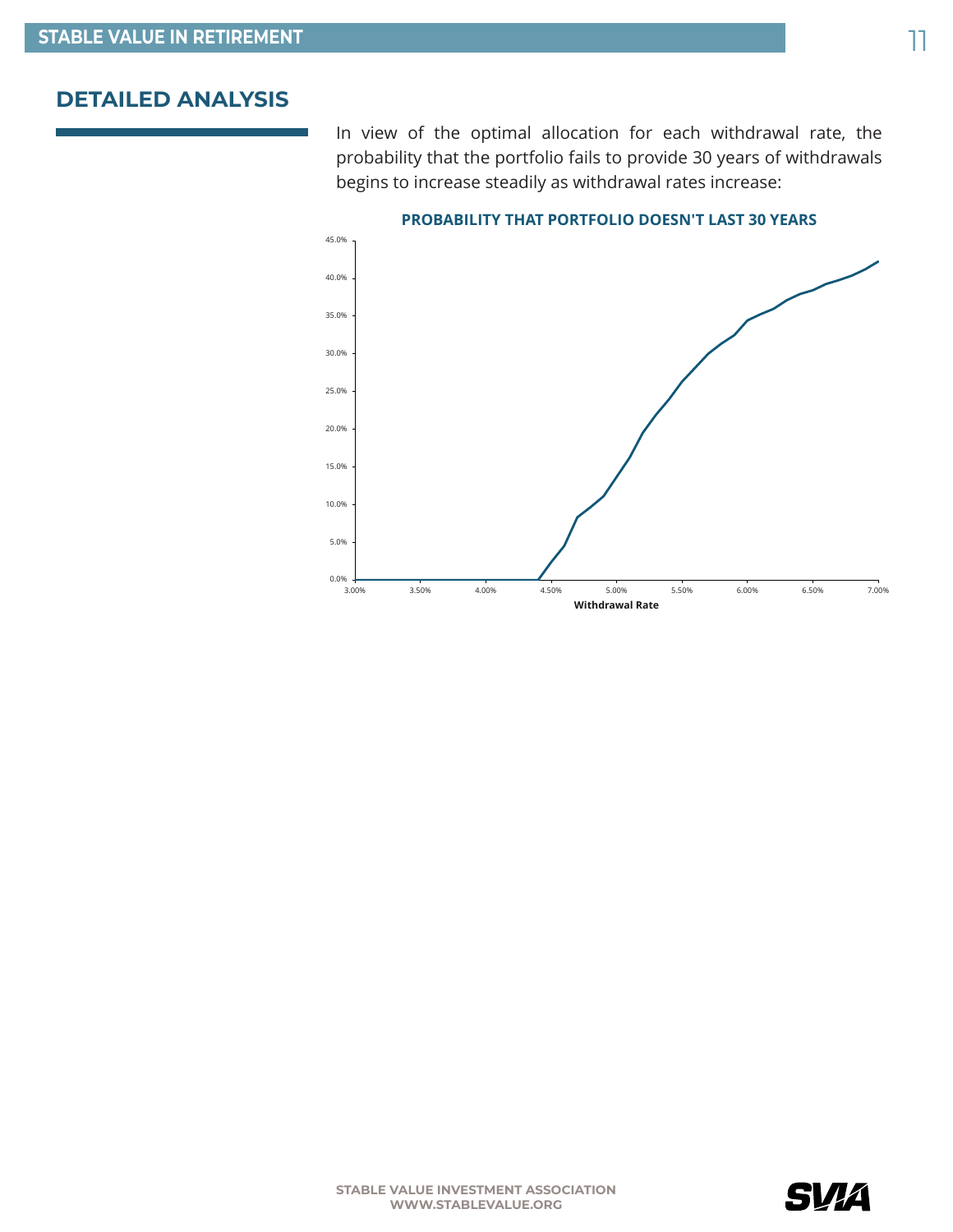## DETAILED ANALYSIS

In view of the optimal allocation for each withdrawal rate, the probability that the portfolio fails to provide 30 years of withdrawals begins to increase steadily as withdrawal rates increase:

**PROBABILITY THAT PORTFOLIO DOESN'T LAST 30 YEARS**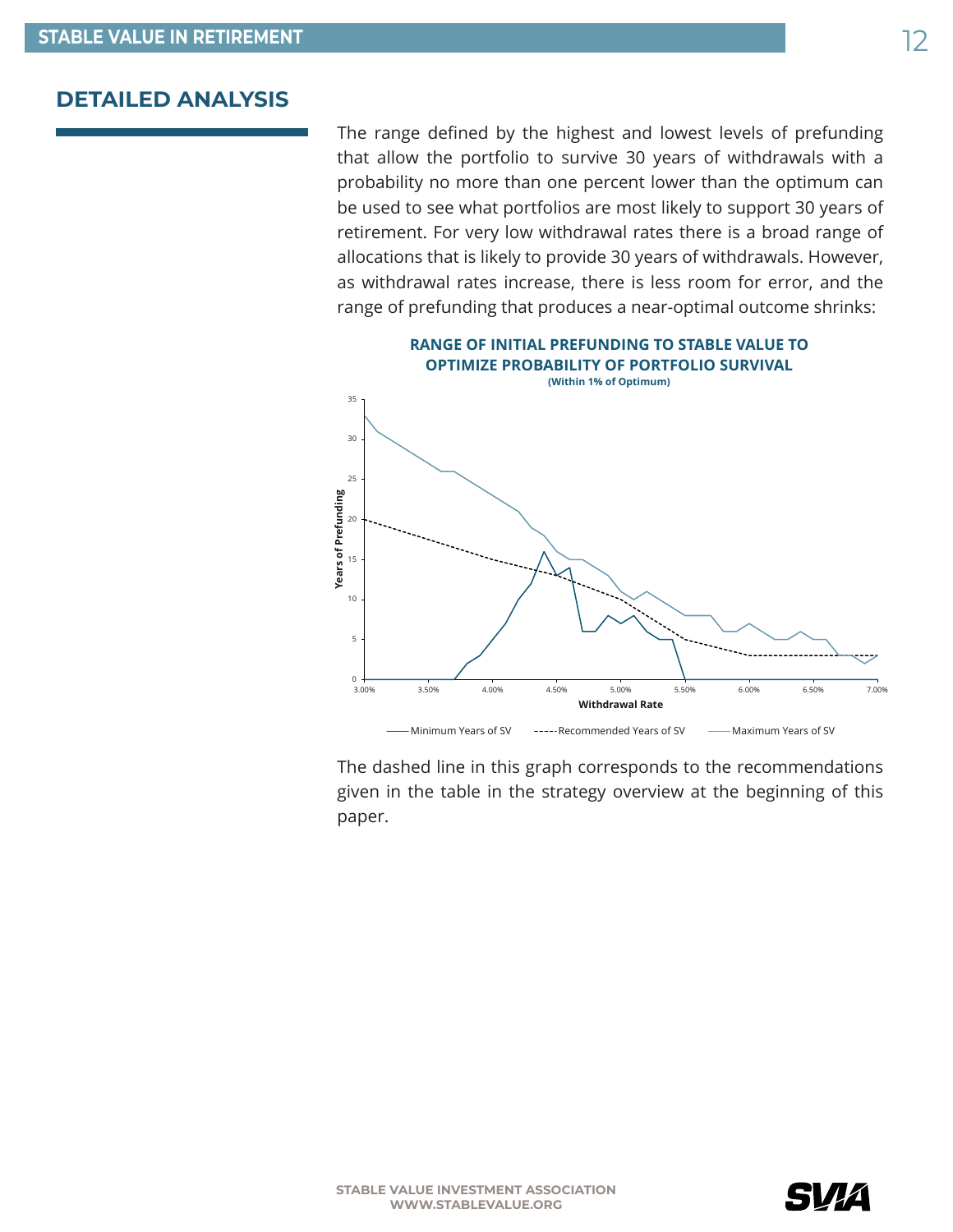## DETAILED ANALYSIS

The range defined by the highest and lowest levels of prefunding that allow the portfolio to survive 30 years of withdrawals with a probability no more than one percent lower than the optimum can be used to see what portfolios are most likely to support 30 years of retirement. For very low withdrawal rates there is a broad range of allocations that is likely to provide 30 years of withdrawals. However, as withdrawal rates increase, there is less room for error, and the range of prefunding that produces a near-optimal outcome shrinks:

**RANGE OF INITIAL PREFUNDING TO STABLE VALUE TO OPTIMIZE PROBABILITY OF PORTFOLIO SURVIVAL**
**(Within 1% of Optimum)**

The dashed line in this graph corresponds to the recommendations given in the table in the strategy overview at the beginning of this paper.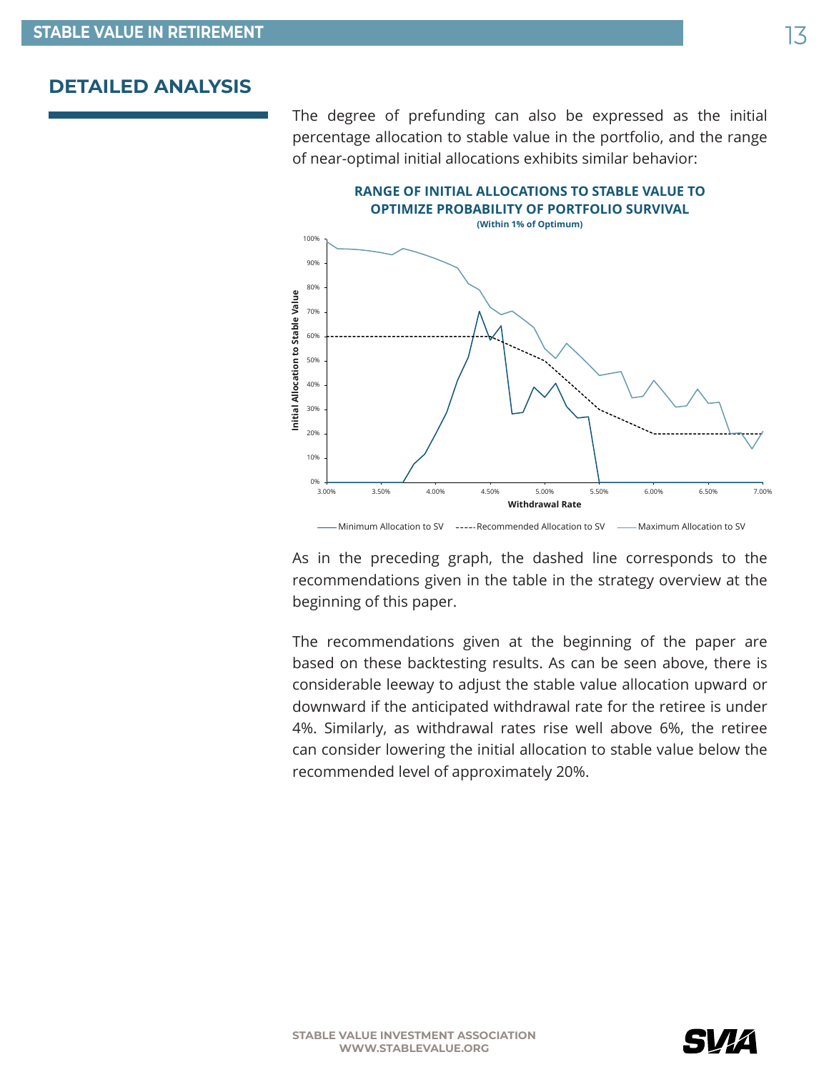## DETAILED ANALYSIS

The degree of prefunding can also be expressed as the initial percentage allocation to stable value in the portfolio, and the range of near-optimal initial allocations exhibits similar behavior:

**RANGE OF INITIAL ALLOCATIONS TO STABLE VALUE TO OPTIMIZE PROBABILITY OF PORTFOLIO SURVIVAL**

**(Within 1% of Optimum)**

As in the preceding graph, the dashed line corresponds to the recommendations given in the table in the strategy overview at the beginning of this paper.

The recommendations given at the beginning of the paper are based on these backtesting results. As can be seen above, there is considerable leeway to adjust the stable value allocation upward or downward if the anticipated withdrawal rate for the retiree is under 4%. Similarly, as withdrawal rates rise well above 6%, the retiree can consider lowering the initial allocation to stable value below the recommended level of approximately 20%.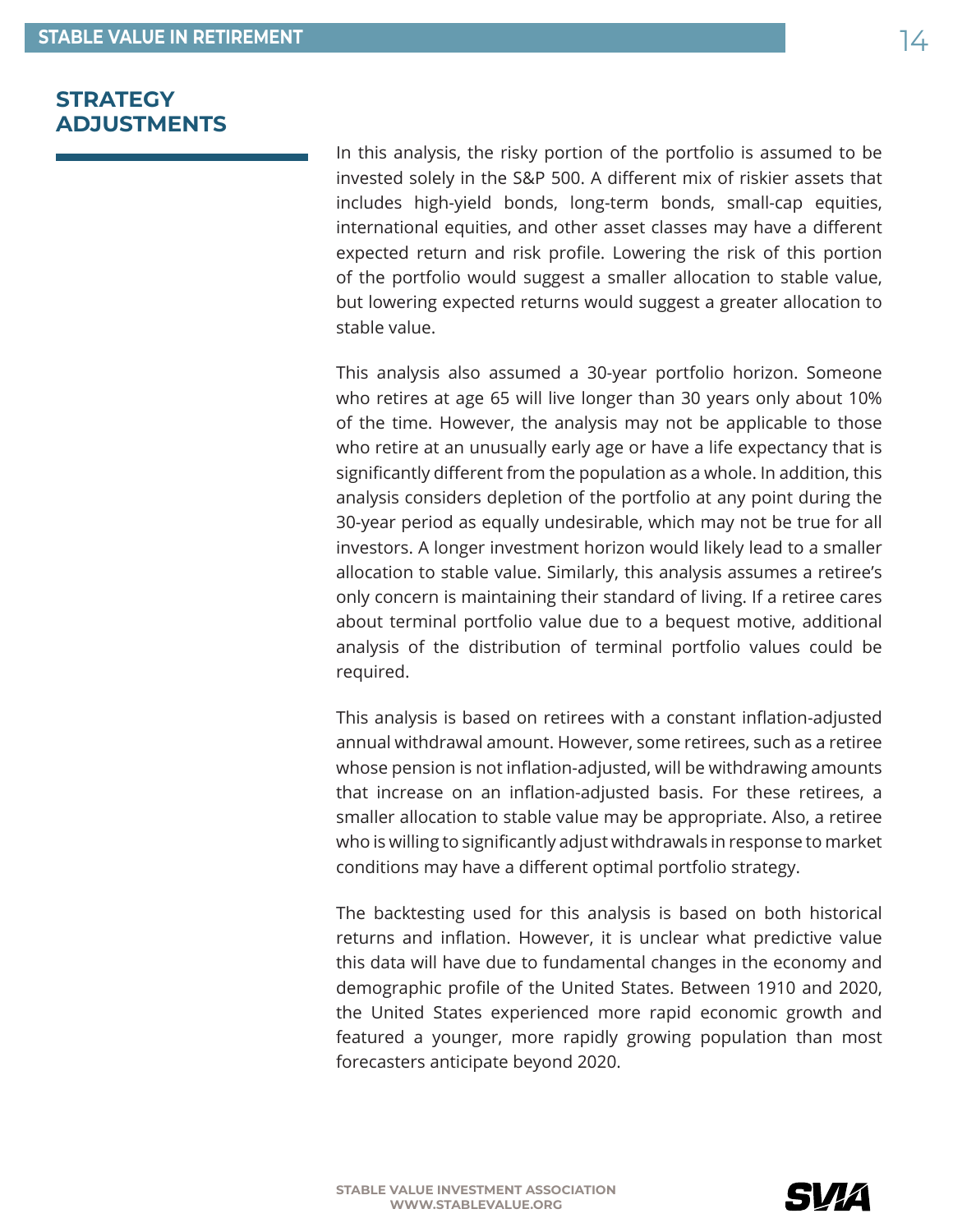## STRATEGY ADJUSTMENTS

In this analysis, the risky portion of the portfolio is assumed to be invested solely in the S&P 500. A different mix of riskier assets that includes high-yield bonds, long-term bonds, small-cap equities, international equities, and other asset classes may have a different expected return and risk profile. Lowering the risk of this portion of the portfolio would suggest a smaller allocation to stable value, but lowering expected returns would suggest a greater allocation to stable value.

This analysis also assumed a 30-year portfolio horizon. Someone who retires at age 65 will live longer than 30 years only about 10% of the time. However, the analysis may not be applicable to those who retire at an unusually early age or have a life expectancy that is significantly different from the population as a whole. In addition, this analysis considers depletion of the portfolio at any point during the 30-year period as equally undesirable, which may not be true for all investors. A longer investment horizon would likely lead to a smaller allocation to stable value. Similarly, this analysis assumes a retiree's only concern is maintaining their standard of living. If a retiree cares about terminal portfolio value due to a bequest motive, additional analysis of the distribution of terminal portfolio values could be required.

This analysis is based on retirees with a constant inflation-adjusted annual withdrawal amount. However, some retirees, such as a retiree whose pension is not inflation-adjusted, will be withdrawing amounts that increase on an inflation-adjusted basis. For these retirees, a smaller allocation to stable value may be appropriate. Also, a retiree who is willing to significantly adjust withdrawals in response to market conditions may have a different optimal portfolio strategy.

The backtesting used for this analysis is based on both historical returns and inflation. However, it is unclear what predictive value this data will have due to fundamental changes in the economy and demographic profile of the United States. Between 1910 and 2020, the United States experienced more rapid economic growth and featured a younger, more rapidly growing population than most forecasters anticipate beyond 2020.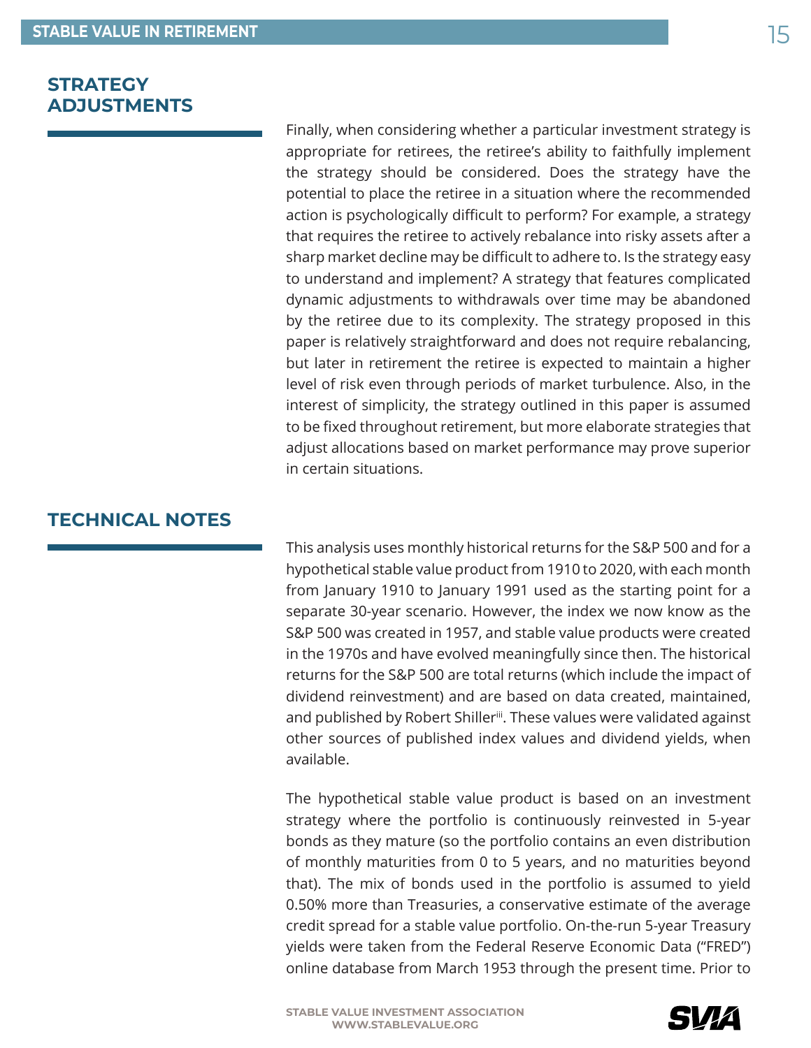## STRATEGY ADJUSTMENTS

Finally, when considering whether a particular investment strategy is appropriate for retirees, the retiree's ability to faithfully implement the strategy should be considered. Does the strategy have the potential to place the retiree in a situation where the recommended action is psychologically difficult to perform? For example, a strategy that requires the retiree to actively rebalance into risky assets after a sharp market decline may be difficult to adhere to. Is the strategy easy to understand and implement? A strategy that features complicated dynamic adjustments to withdrawals over time may be abandoned by the retiree due to its complexity. The strategy proposed in this paper is relatively straightforward and does not require rebalancing, but later in retirement the retiree is expected to maintain a higher level of risk even through periods of market turbulence. Also, in the interest of simplicity, the strategy outlined in this paper is assumed to be fixed throughout retirement, but more elaborate strategies that adjust allocations based on market performance may prove superior in certain situations.

## TECHNICAL NOTES

This analysis uses monthly historical returns for the S&P 500 and for a hypothetical stable value product from 1910 to 2020, with each month from January 1910 to January 1991 used as the starting point for a separate 30-year scenario. However, the index we now know as the S&P 500 was created in 1957, and stable value products were created in the 1970s and have evolved meaningfully since then. The historical returns for the S&P 500 are total returns (which include the impact of dividend reinvestment) and are based on data created, maintained, and published by Robert Shiller[iii]. These values were validated against other sources of published index values and dividend yields, when available.

The hypothetical stable value product is based on an investment strategy where the portfolio is continuously reinvested in 5-year bonds as they mature (so the portfolio contains an even distribution of monthly maturities from 0 to 5 years, and no maturities beyond that). The mix of bonds used in the portfolio is assumed to yield 0.50% more than Treasuries, a conservative estimate of the average credit spread for a stable value portfolio. On-the-run 5-year Treasury yields were taken from the Federal Reserve Economic Data ("FRED") online database from March 1953 through the present time. Prior to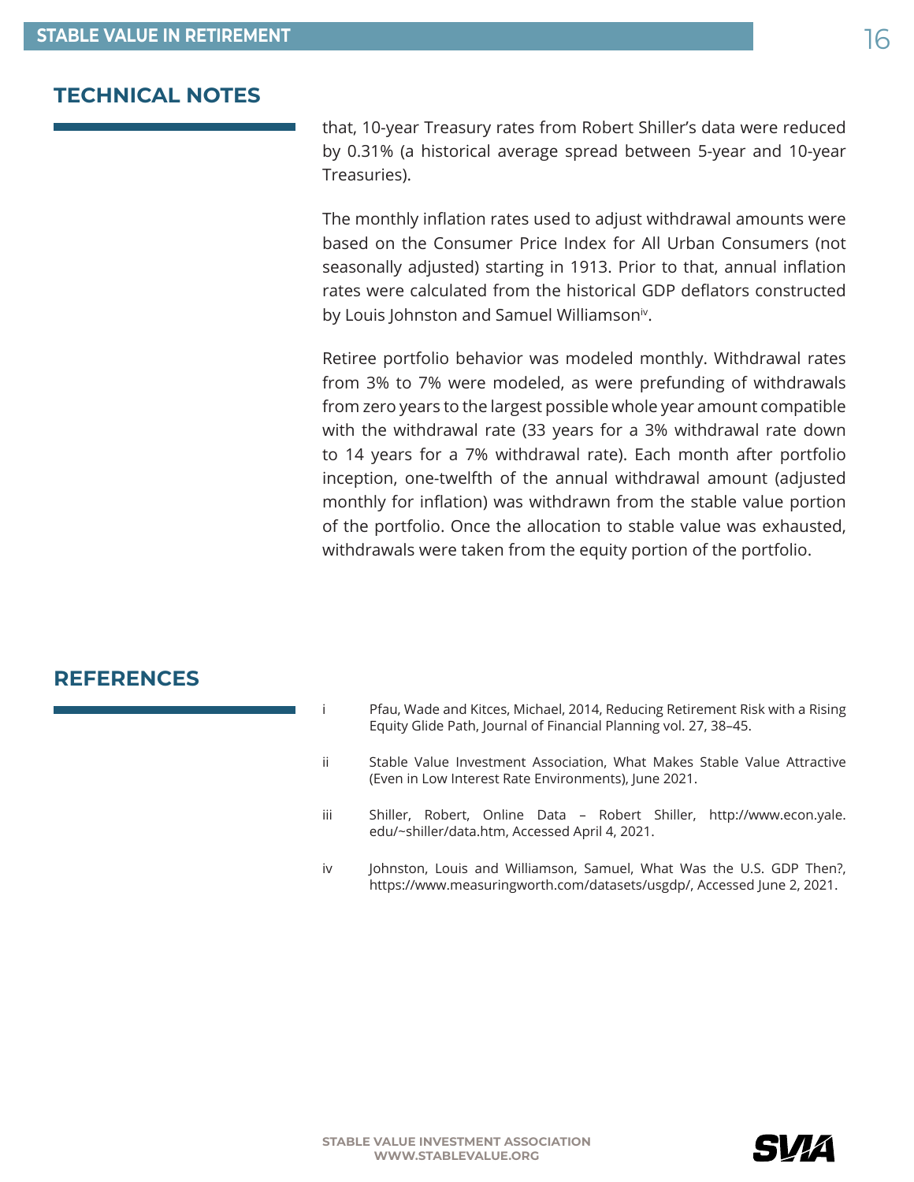## TECHNICAL NOTES

that, 10-year Treasury rates from Robert Shiller's data were reduced by 0.31% (a historical average spread between 5-year and 10-year Treasuries).

The monthly inflation rates used to adjust withdrawal amounts were based on the Consumer Price Index for All Urban Consumers (not seasonally adjusted) starting in 1913. Prior to that, annual inflation rates were calculated from the historical GDP deflators constructed by Louis Johnston and Samuel Williamson[iv].

Retiree portfolio behavior was modeled monthly. Withdrawal rates from 3% to 7% were modeled, as were prefunding of withdrawals from zero years to the largest possible whole year amount compatible with the withdrawal rate (33 years for a 3% withdrawal rate down to 14 years for a 7% withdrawal rate). Each month after portfolio inception, one-twelfth of the annual withdrawal amount (adjusted monthly for inflation) was withdrawn from the stable value portion of the portfolio. Once the allocation to stable value was exhausted, withdrawals were taken from the equity portion of the portfolio.

## REFERENCES

i Pfau, Wade and Kitces, Michael, 2014, Reducing Retirement Risk with a Rising Equity Glide Path, Journal of Financial Planning vol. 27, 38–45.

ii Stable Value Investment Association, What Makes Stable Value Attractive (Even in Low Interest Rate Environments), June 2021.

iii Shiller, Robert, Online Data – Robert Shiller, http://www.econ.yale.edu/~shiller/data.htm, Accessed April 4, 2021.

iv Johnston, Louis and Williamson, Samuel, What Was the U.S. GDP Then?, https://www.measuringworth.com/datasets/usgdp/, Accessed June 2, 2021.